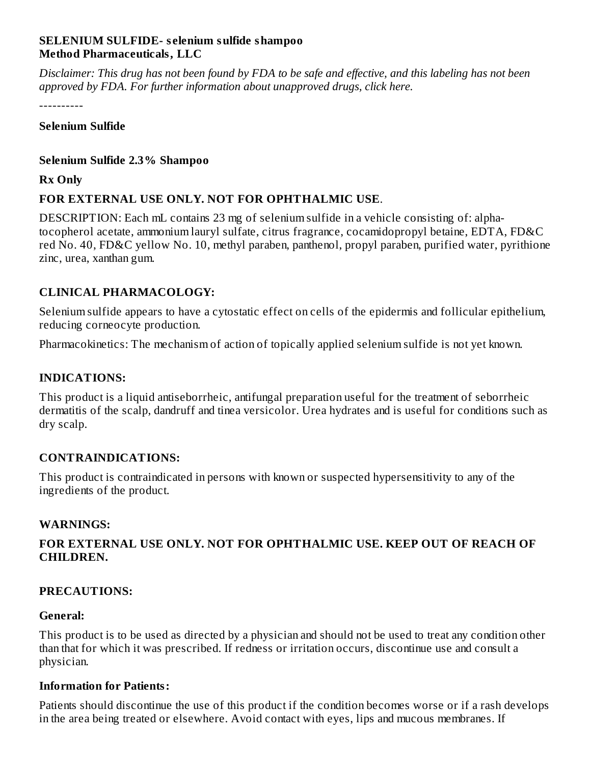**SELENIUM SULFIDE- selenium sulfide shampoo**
**Method Pharmaceuticals, LLC**

*Disclaimer: This drug has not been found by FDA to be safe and effective, and this labeling has not been approved by FDA. For further information about unapproved drugs, click here.*

----------

**Selenium Sulfide**

**Selenium Sulfide 2.3% Shampoo**

**Rx Only**

**FOR EXTERNAL USE ONLY. NOT FOR OPHTHALMIC USE**.

DESCRIPTION: Each mL contains 23 mg of selenium sulfide in a vehicle consisting of: alpha-tocopherol acetate, ammonium lauryl sulfate, citrus fragrance, cocamidopropyl betaine, EDTA, FD&C red No. 40, FD&C yellow No. 10, methyl paraben, panthenol, propyl paraben, purified water, pyrithione zinc, urea, xanthan gum.

## CLINICAL PHARMACOLOGY:

Selenium sulfide appears to have a cytostatic effect on cells of the epidermis and follicular epithelium, reducing corneocyte production.

Pharmacokinetics: The mechanism of action of topically applied selenium sulfide is not yet known.

## INDICATIONS:

This product is a liquid antiseborrheic, antifungal preparation useful for the treatment of seborrheic dermatitis of the scalp, dandruff and tinea versicolor. Urea hydrates and is useful for conditions such as dry scalp.

## CONTRAINDICATIONS:

This product is contraindicated in persons with known or suspected hypersensitivity to any of the ingredients of the product.

## WARNINGS:

**FOR EXTERNAL USE ONLY. NOT FOR OPHTHALMIC USE. KEEP OUT OF REACH OF CHILDREN.**

## PRECAUTIONS:

### General:

This product is to be used as directed by a physician and should not be used to treat any condition other than that for which it was prescribed. If redness or irritation occurs, discontinue use and consult a physician.

### Information for Patients:

Patients should discontinue the use of this product if the condition becomes worse or if a rash develops in the area being treated or elsewhere. Avoid contact with eyes, lips and mucous membranes. If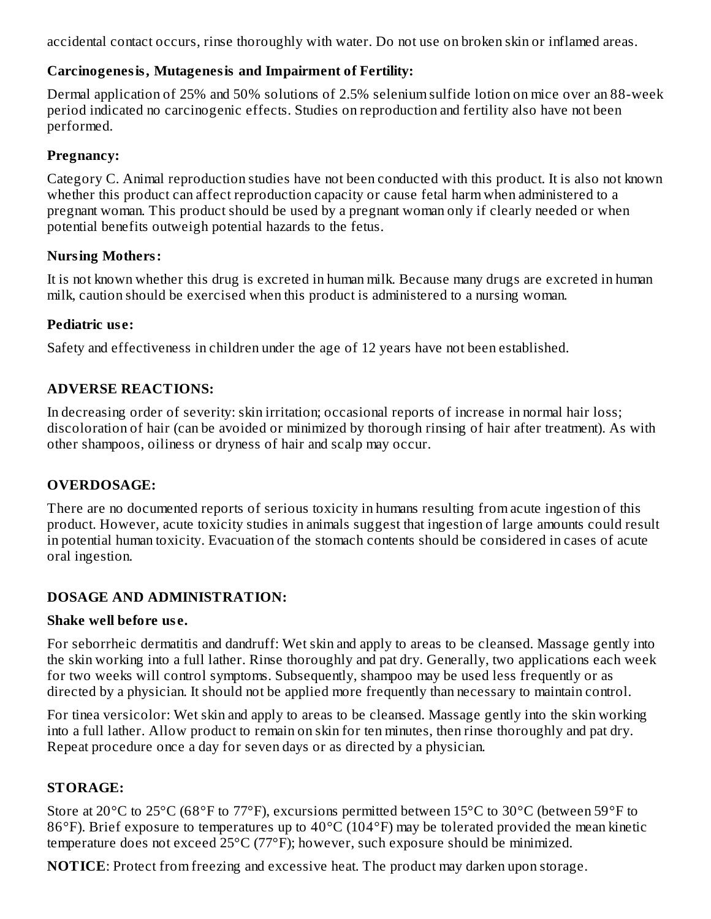accidental contact occurs, rinse thoroughly with water. Do not use on broken skin or inflamed areas.

**Carcinogenesis, Mutagenesis and Impairment of Fertility:**

Dermal application of 25% and 50% solutions of 2.5% selenium sulfide lotion on mice over an 88-week period indicated no carcinogenic effects. Studies on reproduction and fertility also have not been performed.

**Pregnancy:**

Category C. Animal reproduction studies have not been conducted with this product. It is also not known whether this product can affect reproduction capacity or cause fetal harm when administered to a pregnant woman. This product should be used by a pregnant woman only if clearly needed or when potential benefits outweigh potential hazards to the fetus.

**Nursing Mothers:**

It is not known whether this drug is excreted in human milk. Because many drugs are excreted in human milk, caution should be exercised when this product is administered to a nursing woman.

**Pediatric use:**

Safety and effectiveness in children under the age of 12 years have not been established.

## ADVERSE REACTIONS:

In decreasing order of severity: skin irritation; occasional reports of increase in normal hair loss; discoloration of hair (can be avoided or minimized by thorough rinsing of hair after treatment). As with other shampoos, oiliness or dryness of hair and scalp may occur.

## OVERDOSAGE:

There are no documented reports of serious toxicity in humans resulting from acute ingestion of this product. However, acute toxicity studies in animals suggest that ingestion of large amounts could result in potential human toxicity. Evacuation of the stomach contents should be considered in cases of acute oral ingestion.

## DOSAGE AND ADMINISTRATION:

**Shake well before use.**

For seborrheic dermatitis and dandruff: Wet skin and apply to areas to be cleansed. Massage gently into the skin working into a full lather. Rinse thoroughly and pat dry. Generally, two applications each week for two weeks will control symptoms. Subsequently, shampoo may be used less frequently or as directed by a physician. It should not be applied more frequently than necessary to maintain control.

For tinea versicolor: Wet skin and apply to areas to be cleansed. Massage gently into the skin working into a full lather. Allow product to remain on skin for ten minutes, then rinse thoroughly and pat dry. Repeat procedure once a day for seven days or as directed by a physician.

## STORAGE:

Store at 20°C to 25°C (68°F to 77°F), excursions permitted between 15°C to 30°C (between 59°F to 86°F). Brief exposure to temperatures up to 40°C (104°F) may be tolerated provided the mean kinetic temperature does not exceed 25°C (77°F); however, such exposure should be minimized.

**NOTICE**: Protect from freezing and excessive heat. The product may darken upon storage.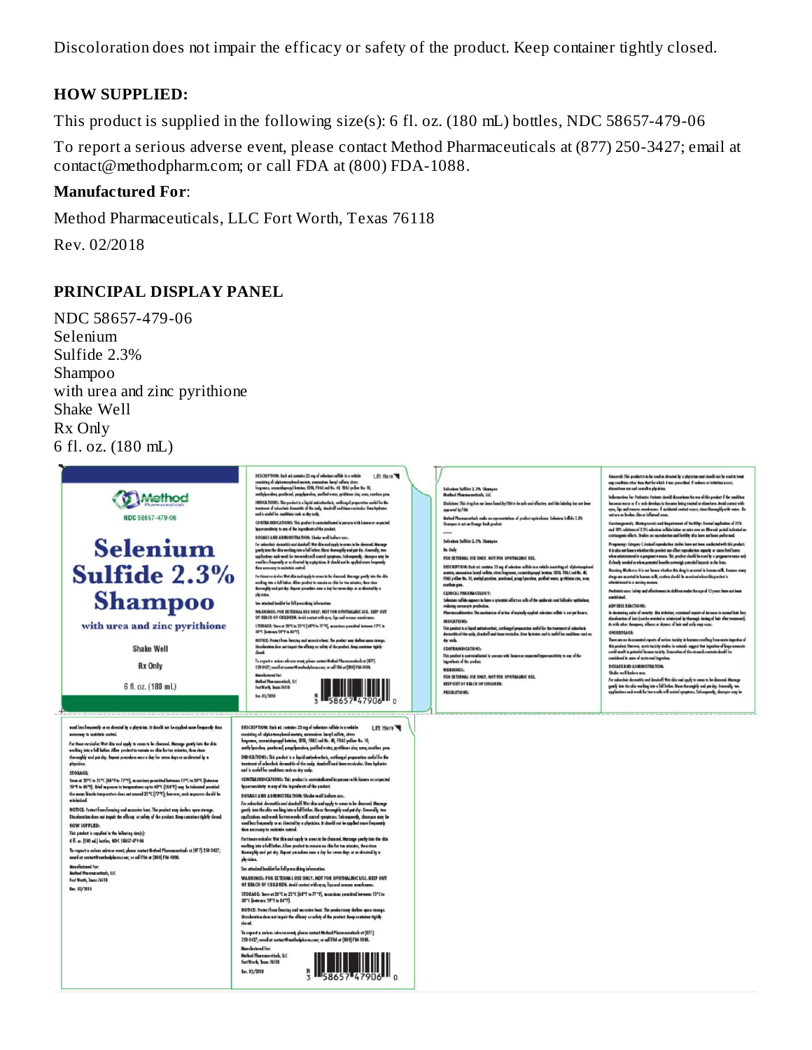Discoloration does not impair the efficacy or safety of the product. Keep container tightly closed.

**HOW SUPPLIED:**

This product is supplied in the following size(s): 6 fl. oz. (180 mL) bottles, NDC 58657-479-06

To report a serious adverse event, please contact Method Pharmaceuticals at (877) 250-3427; email at contact@methodpharm.com; or call FDA at (800) FDA-1088.

**Manufactured For**:

Method Pharmaceuticals, LLC Fort Worth, Texas 76118

Rev. 02/2018

## PRINCIPAL DISPLAY PANEL

NDC 58657-479-06
Selenium
Sulfide 2.3%
Shampoo
with urea and zinc pyrithione
Shake Well
Rx Only
6 fl. oz. (180 mL)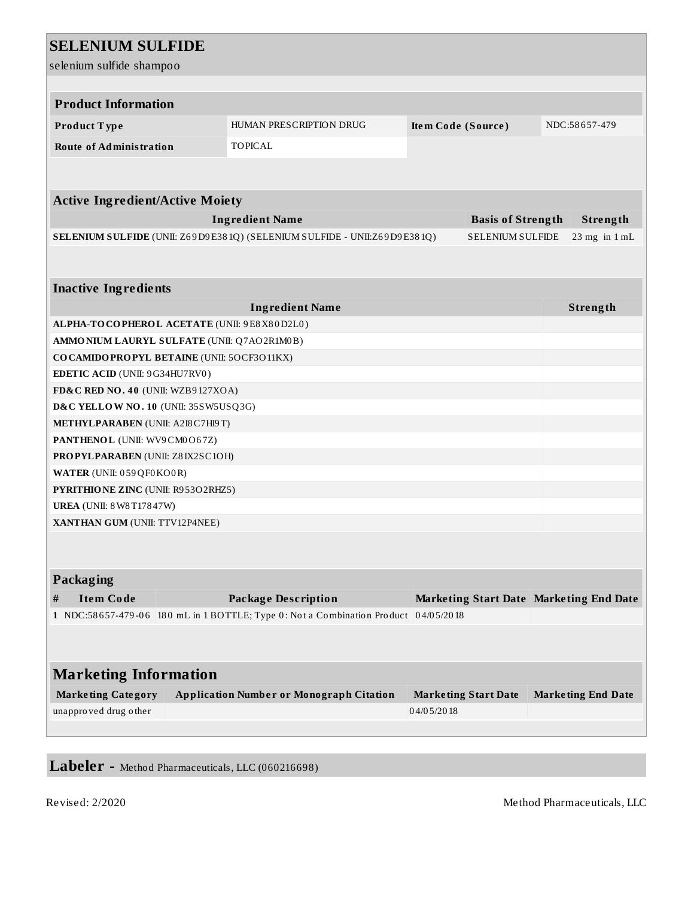# SELENIUM SULFIDE

selenium sulfide shampoo

| Product Information | | | |
|---|---|---|---|
| **Product Type** | HUMAN PRESCRIPTION DRUG | **Item Code (Source)** | NDC:58657-479 |
| **Route of Administration** | TOPICAL | | |

| Active Ingredient/Active Moiety | | |
|---|---|---|
| **Ingredient Name** | **Basis of Strength** | **Strength** |
| **SELENIUM SULFIDE** (UNII: Z69D9E381Q) (SELENIUM SULFIDE - UNII:Z69D9E381Q) | SELENIUM SULFIDE | 23 mg in 1 mL |

| Inactive Ingredients | |
|---|---|
| **Ingredient Name** | **Strength** |
| **ALPHA-TOCOPHEROL ACETATE** (UNII: 9E8X80D2L0) | |
| **AMMONIUM LAURYL SULFATE** (UNII: Q7AO2R1M0B) | |
| **COCAMIDOPROPYL BETAINE** (UNII: 5OCF3O11KX) | |
| **EDETIC ACID** (UNII: 9G34HU7RV0) | |
| **FD&C RED NO. 40** (UNII: WZB9127XOA) | |
| **D&C YELLOW NO. 10** (UNII: 35SW5USQ3G) | |
| **METHYLPARABEN** (UNII: A2I8C7HI9T) | |
| **PANTHENOL** (UNII: WV9CM0O67Z) | |
| **PROPYLPARABEN** (UNII: Z8IX2SC1OH) | |
| **WATER** (UNII: 059QF0KO0R) | |
| **PYRITHIONE ZINC** (UNII: R953O2RHZ5) | |
| **UREA** (UNII: 8W8T17847W) | |
| **XANTHAN GUM** (UNII: TTV12P4NEE) | |

| Packaging | | | | |
|---|---|---|---|---|
| **#** | **Item Code** | **Package Description** | **Marketing Start Date** | **Marketing End Date** |
| 1 | NDC:58657-479-06 | 180 mL in 1 BOTTLE; Type 0: Not a Combination Product | 04/05/2018 | |

| Marketing Information | | | |
|---|---|---|---|
| **Marketing Category** | **Application Number or Monograph Citation** | **Marketing Start Date** | **Marketing End Date** |
| unapproved drug other | | 04/05/2018 | |

## Labeler - Method Pharmaceuticals, LLC (060216698)

Revised: 2/2020

Method Pharmaceuticals, LLC